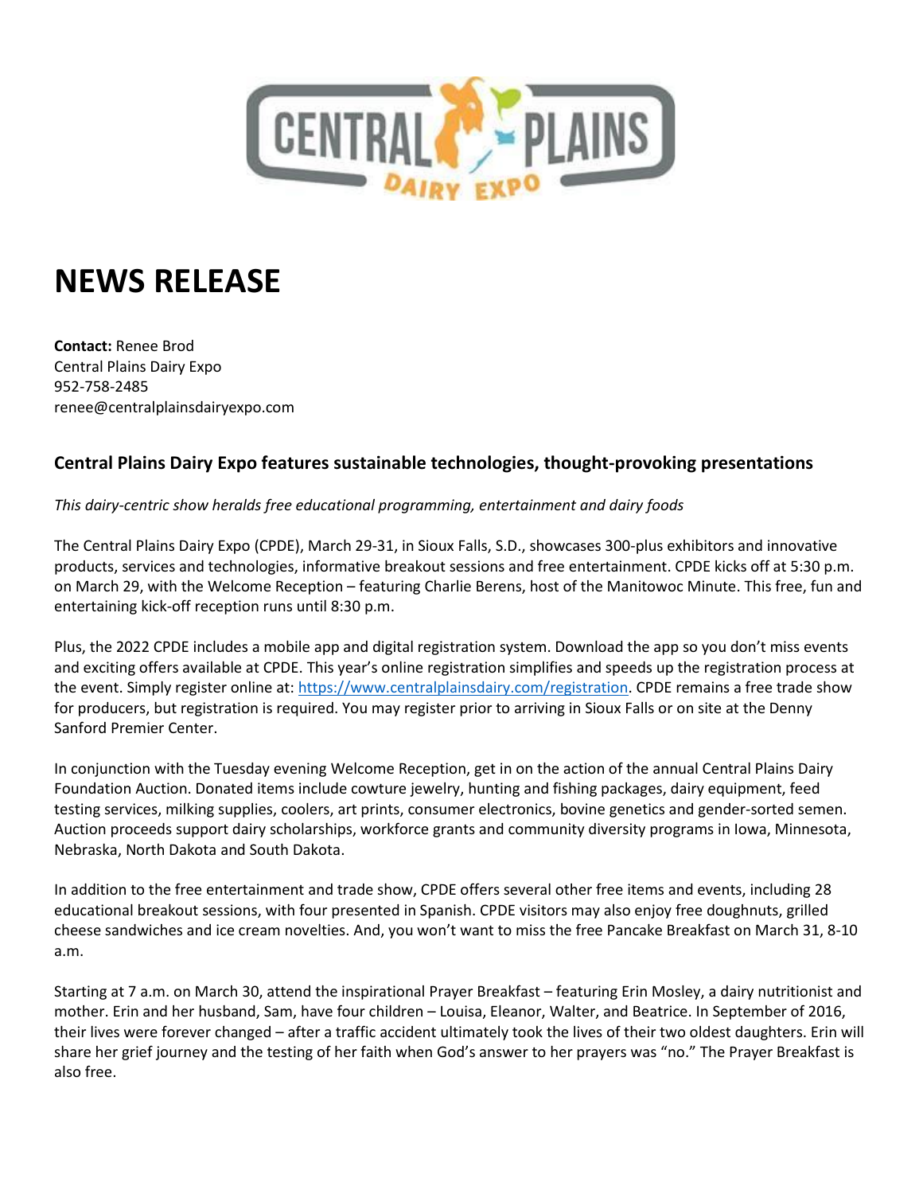CENTRAL PLAINS DAIRY EXPO

# NEWS RELEASE

**Contact:** Renee Brod
Central Plains Dairy Expo
952-758-2485
renee@centralplainsdairyexpo.com

## Central Plains Dairy Expo features sustainable technologies, thought-provoking presentations

*This dairy-centric show heralds free educational programming, entertainment and dairy foods*

The Central Plains Dairy Expo (CPDE), March 29-31, in Sioux Falls, S.D., showcases 300-plus exhibitors and innovative products, services and technologies, informative breakout sessions and free entertainment. CPDE kicks off at 5:30 p.m. on March 29, with the Welcome Reception – featuring Charlie Berens, host of the Manitowoc Minute. This free, fun and entertaining kick-off reception runs until 8:30 p.m.

Plus, the 2022 CPDE includes a mobile app and digital registration system. Download the app so you don't miss events and exciting offers available at CPDE. This year's online registration simplifies and speeds up the registration process at the event. Simply register online at: [https://www.centralplainsdairy.com/registration](https://www.centralplainsdairy.com/registration). CPDE remains a free trade show for producers, but registration is required. You may register prior to arriving in Sioux Falls or on site at the Denny Sanford Premier Center.

In conjunction with the Tuesday evening Welcome Reception, get in on the action of the annual Central Plains Dairy Foundation Auction. Donated items include cowture jewelry, hunting and fishing packages, dairy equipment, feed testing services, milking supplies, coolers, art prints, consumer electronics, bovine genetics and gender-sorted semen. Auction proceeds support dairy scholarships, workforce grants and community diversity programs in Iowa, Minnesota, Nebraska, North Dakota and South Dakota.

In addition to the free entertainment and trade show, CPDE offers several other free items and events, including 28 educational breakout sessions, with four presented in Spanish. CPDE visitors may also enjoy free doughnuts, grilled cheese sandwiches and ice cream novelties. And, you won't want to miss the free Pancake Breakfast on March 31, 8-10 a.m.

Starting at 7 a.m. on March 30, attend the inspirational Prayer Breakfast – featuring Erin Mosley, a dairy nutritionist and mother. Erin and her husband, Sam, have four children – Louisa, Eleanor, Walter, and Beatrice. In September of 2016, their lives were forever changed – after a traffic accident ultimately took the lives of their two oldest daughters. Erin will share her grief journey and the testing of her faith when God's answer to her prayers was "no." The Prayer Breakfast is also free.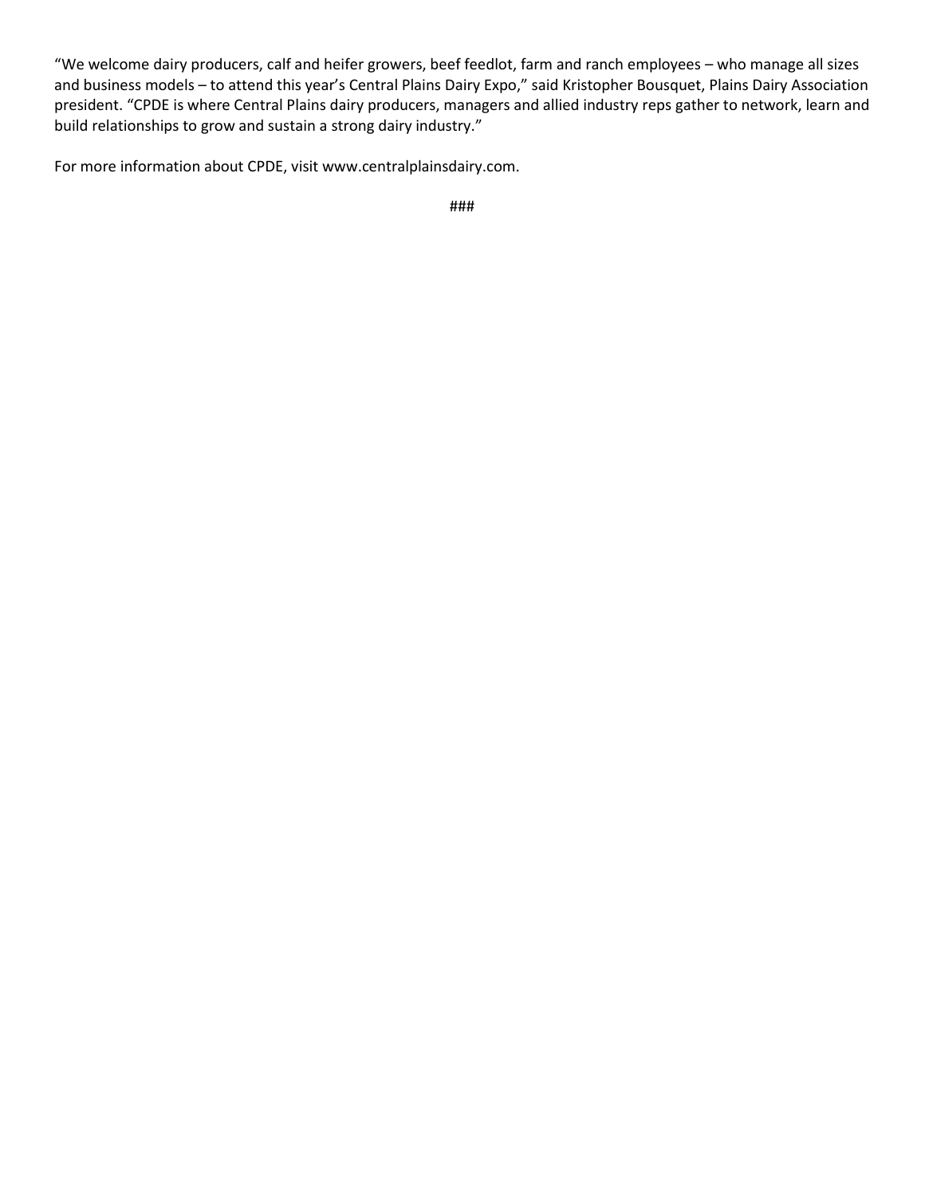"We welcome dairy producers, calf and heifer growers, beef feedlot, farm and ranch employees – who manage all sizes and business models – to attend this year's Central Plains Dairy Expo," said Kristopher Bousquet, Plains Dairy Association president. "CPDE is where Central Plains dairy producers, managers and allied industry reps gather to network, learn and build relationships to grow and sustain a strong dairy industry."

For more information about CPDE, visit www.centralplainsdairy.com.

###